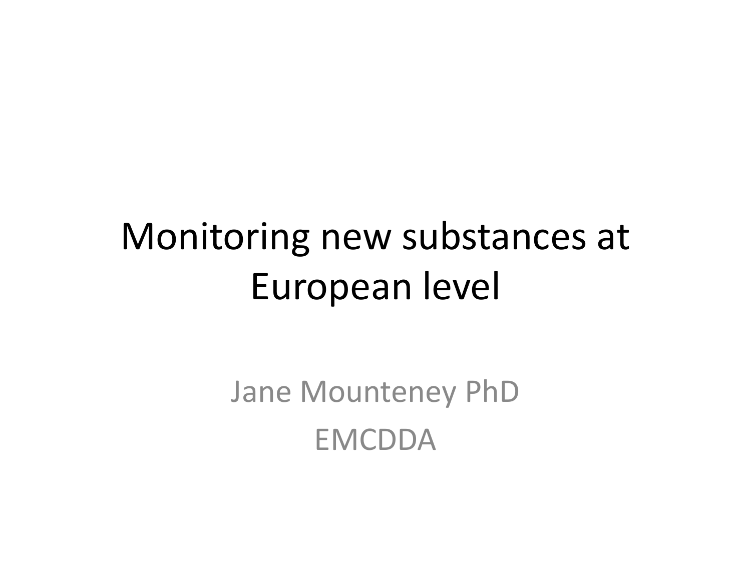# Monitoring new substances at European level

Jane Mounteney PhD

EMCDDA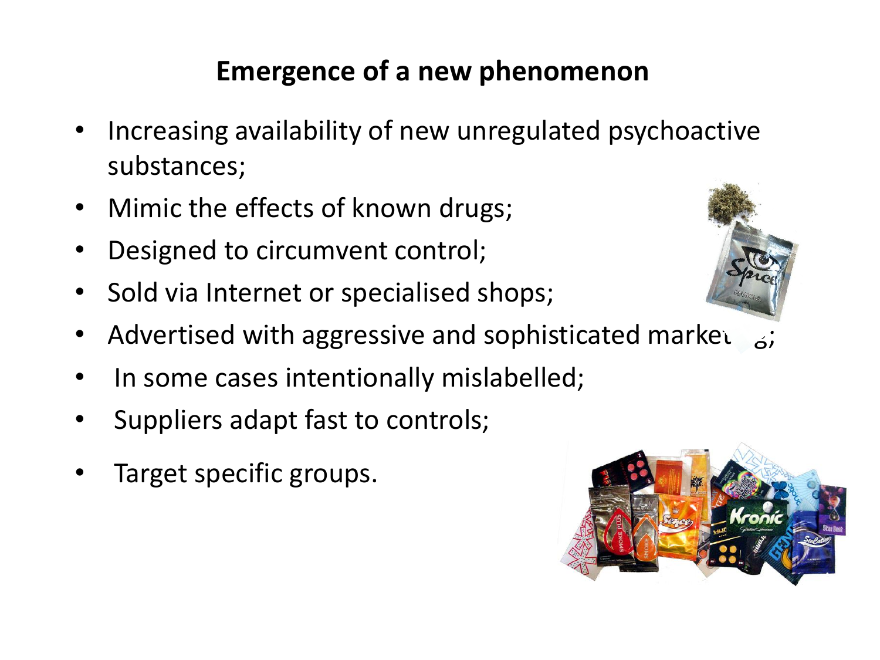# Emergence of a new phenomenon

- Increasing availability of new unregulated psychoactive substances;
- Mimic the effects of known drugs;
- Designed to circumvent control;
- Sold via Internet or specialised shops;
- Advertised with aggressive and sophisticated marketing;
- In some cases intentionally mislabelled;
- Suppliers adapt fast to controls;
- Target specific groups.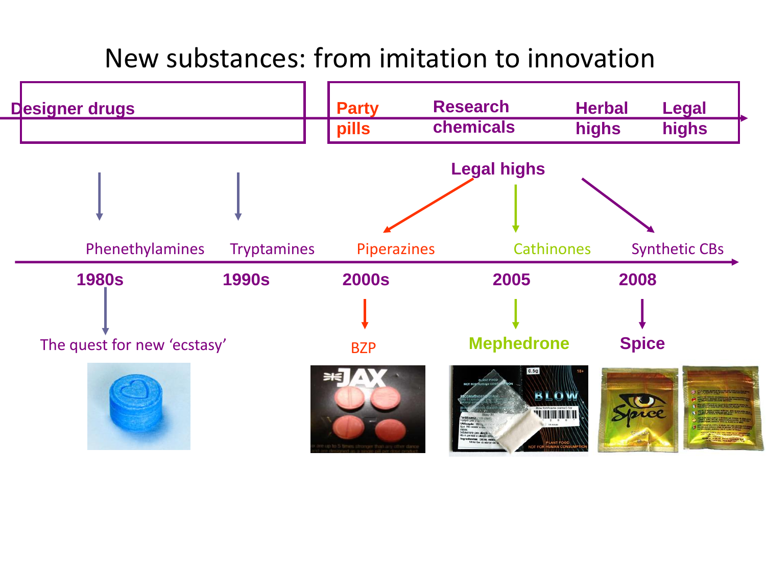# New substances: from imitation to innovation

**Designer drugs**

**Party pills** | **Research chemicals** | **Herbal highs** | **Legal highs**

**Legal highs**

Phenethylamines | Tryptamines | Piperazines | Cathinones | Synthetic CBs

**1980s** | **1990s** | **2000s** | **2005** | **2008**

The quest for new 'ecstasy'

BZP

**Mephedrone**

**Spice**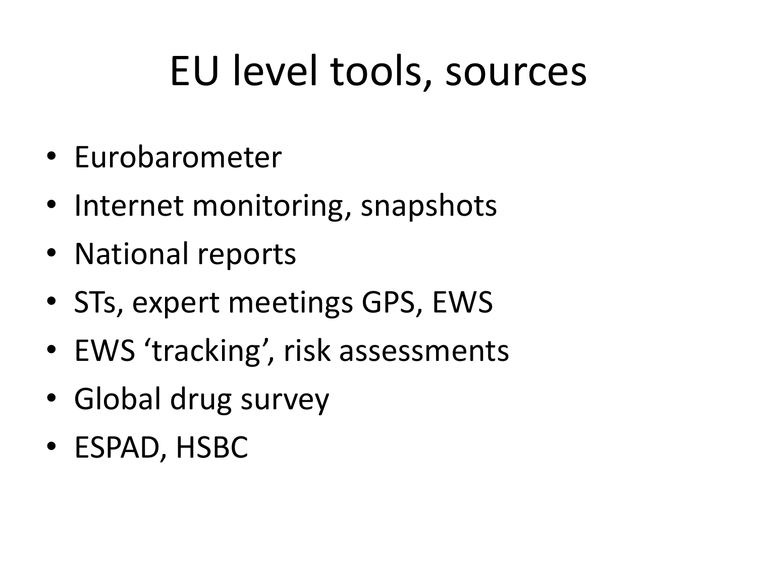# EU level tools, sources

- Eurobarometer
- Internet monitoring, snapshots
- National reports
- STs, expert meetings GPS, EWS
- EWS ‘tracking’, risk assessments
- Global drug survey
- ESPAD, HSBC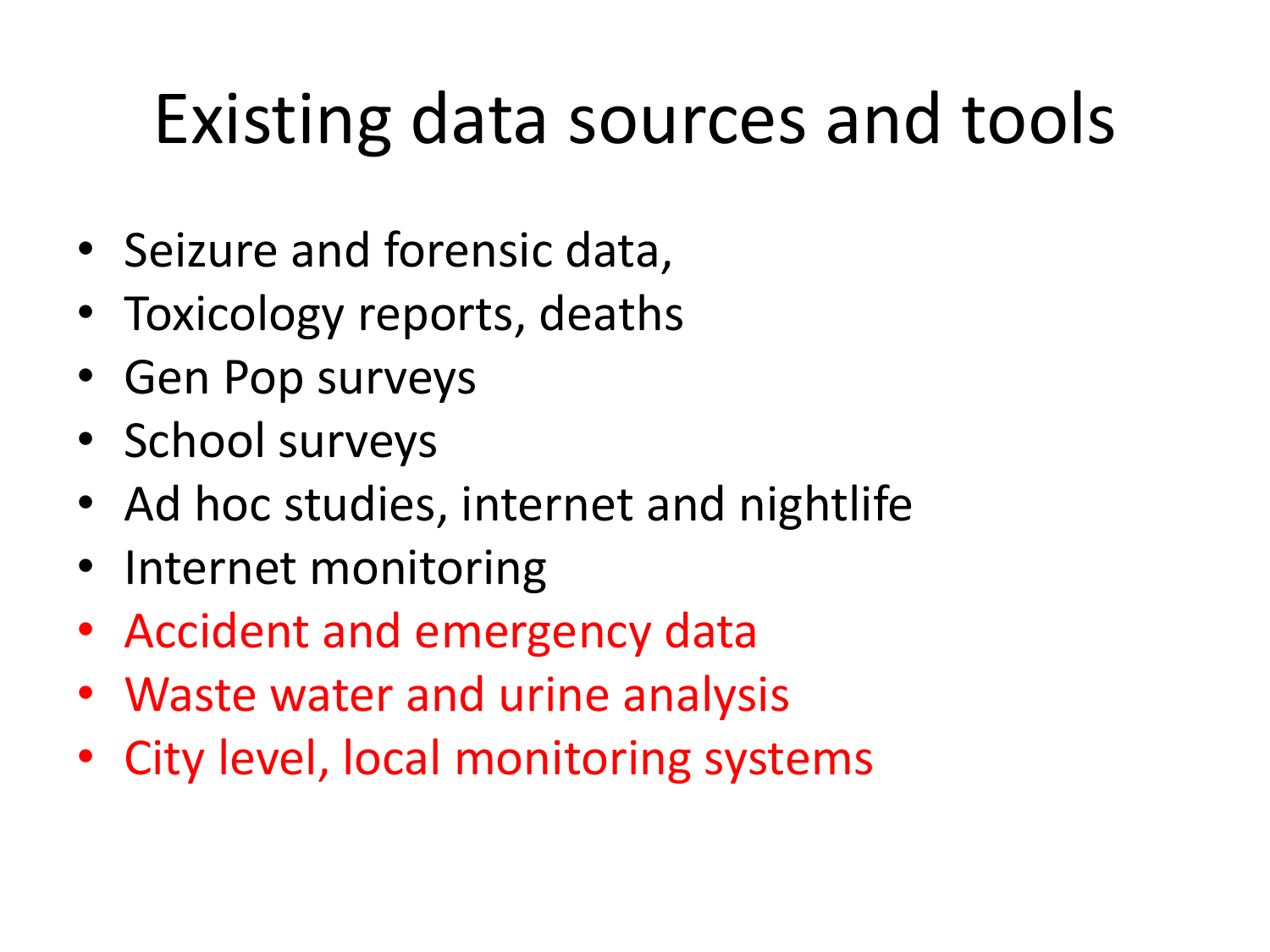# Existing data sources and tools

- Seizure and forensic data,
- Toxicology reports, deaths
- Gen Pop surveys
- School surveys
- Ad hoc studies, internet and nightlife
- Internet monitoring
- Accident and emergency data
- Waste water and urine analysis
- City level, local monitoring systems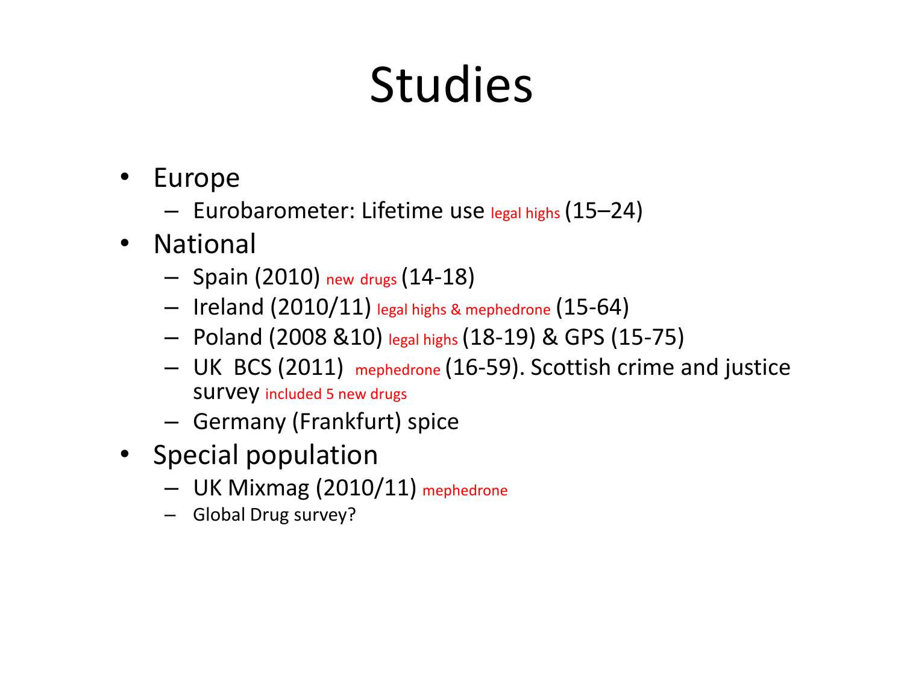# Studies

- Europe
  - Eurobarometer: Lifetime use legal highs (15–24)
- National
  - Spain (2010) new drugs (14-18)
  - Ireland (2010/11) legal highs & mephedrone (15-64)
  - Poland (2008 &10) legal highs (18-19) & GPS (15-75)
  - UK BCS (2011) mephedrone (16-59). Scottish crime and justice survey included 5 new drugs
  - Germany (Frankfurt) spice
- Special population
  - UK Mixmag (2010/11) mephedrone
  - Global Drug survey?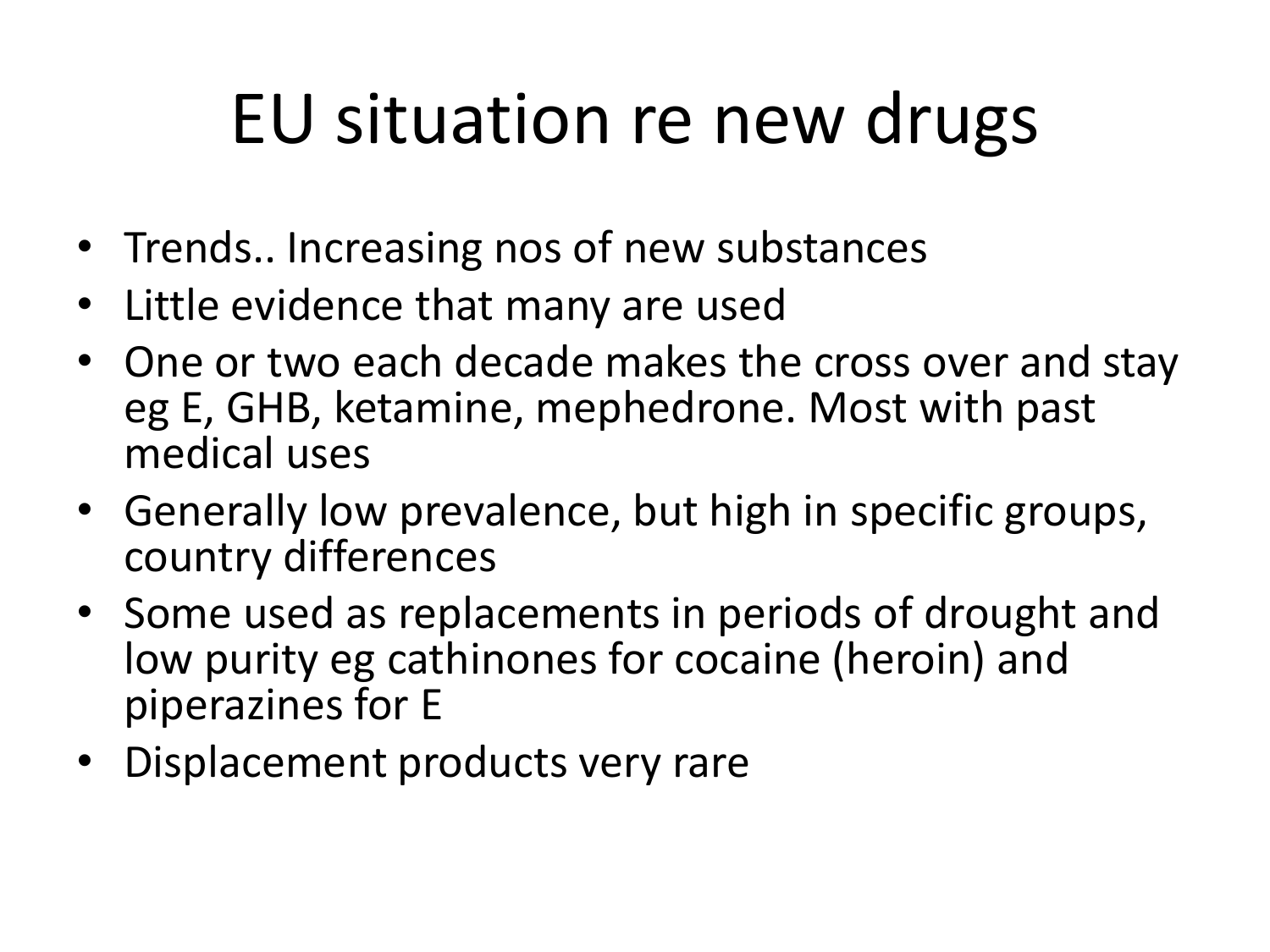# EU situation re new drugs

- Trends.. Increasing nos of new substances
- Little evidence that many are used
- One or two each decade makes the cross over and stay eg E, GHB, ketamine, mephedrone. Most with past medical uses
- Generally low prevalence, but high in specific groups, country differences
- Some used as replacements in periods of drought and low purity eg cathinones for cocaine (heroin) and piperazines for E
- Displacement products very rare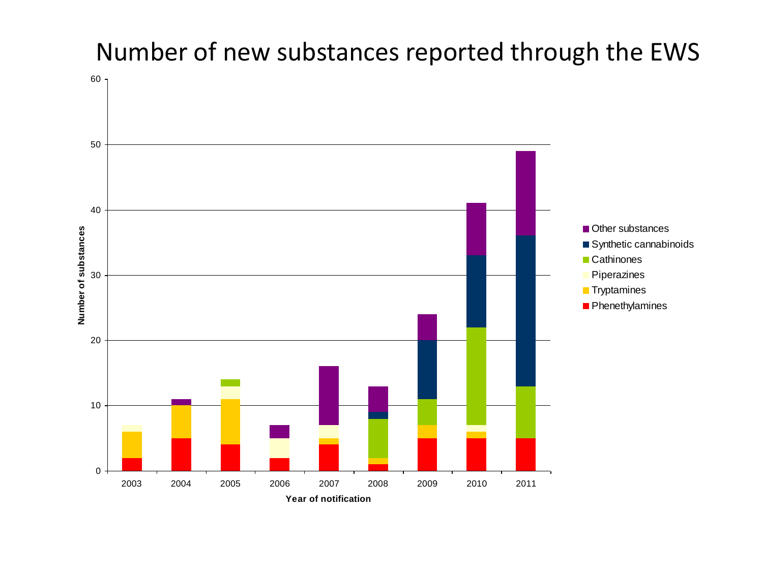# Number of new substances reported through the EWS

Number of substances

Year of notification

2003 2004 2005 2006 2007 2008 2009 2010 2011

0 10 20 30 40 50 60

- Other substances
- Synthetic cannabinoids
- Cathinones
- Piperazines
- Tryptamines
- Phenethylamines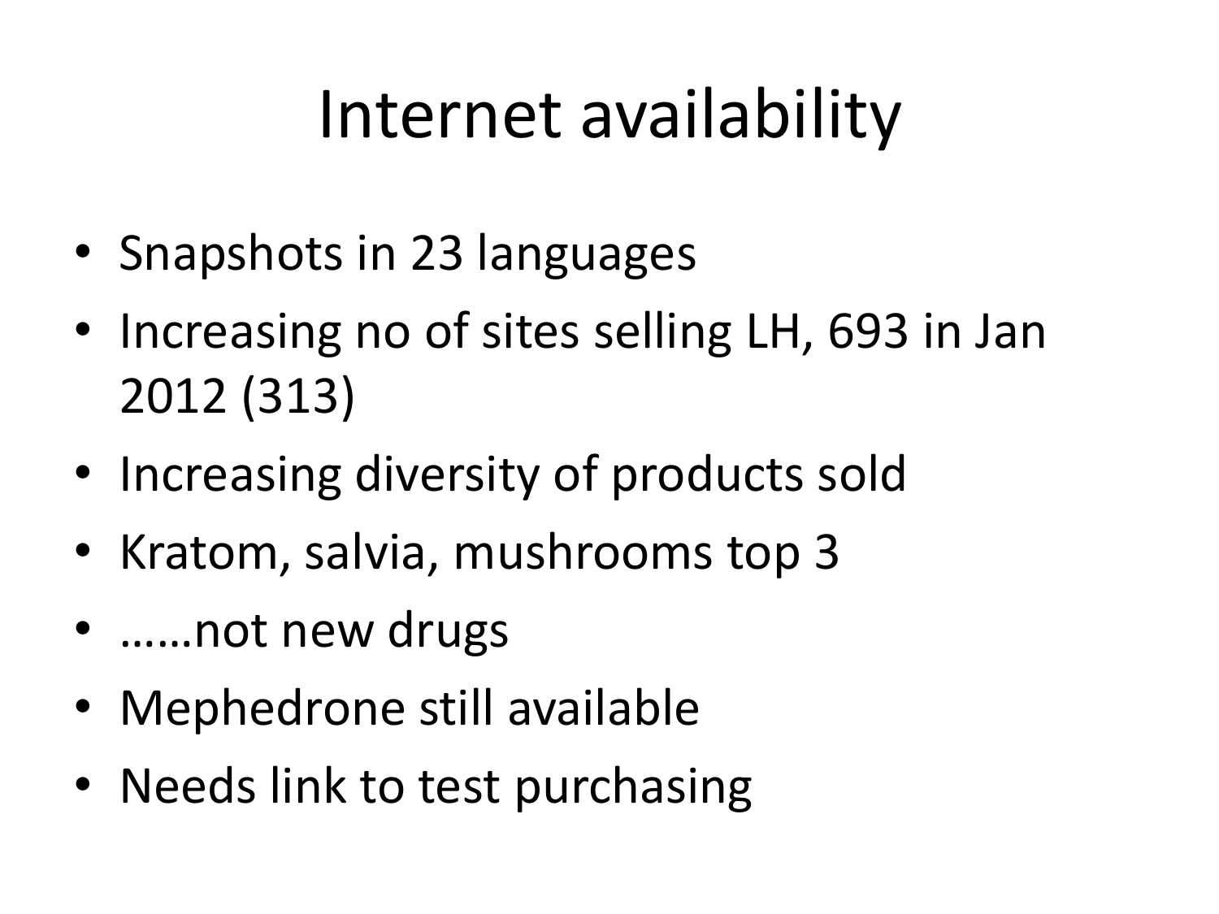# Internet availability

- Snapshots in 23 languages
- Increasing no of sites selling LH, 693 in Jan 2012 (313)
- Increasing diversity of products sold
- Kratom, salvia, mushrooms top 3
- ……not new drugs
- Mephedrone still available
- Needs link to test purchasing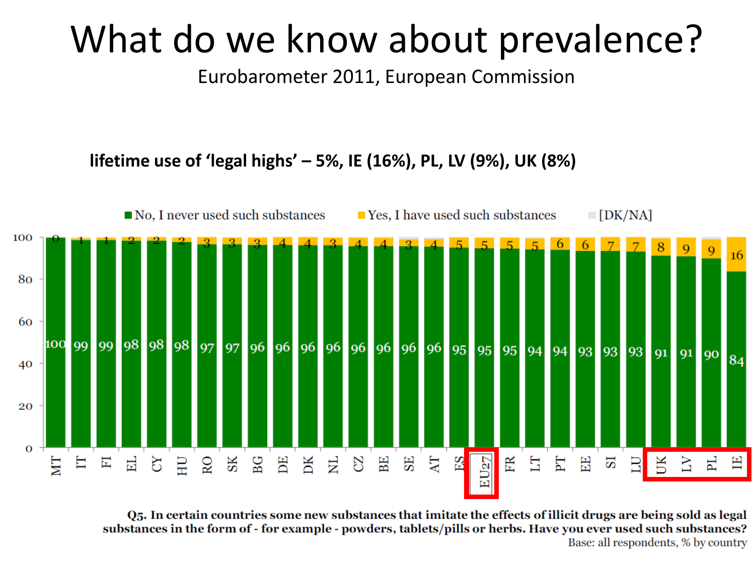# What do we know about prevalence?

Eurobarometer 2011, European Commission

**lifetime use of 'legal highs' – 5%, IE (16%), PL, LV (9%), UK (8%)**

| Country | No, I never used such substances | Yes, I have used such substances |
|---|---|---|
| MT | 100 | 0 |
| IT | 99 | 1 |
| FI | 99 | 1 |
| EL | 98 | 2 |
| CY | 98 | 2 |
| HU | 98 | 2 |
| RO | 97 | 3 |
| SK | 97 | 3 |
| BG | 96 | 3 |
| DE | 96 | 4 |
| DK | 96 | 4 |
| NL | 96 | 3 |
| CZ | 96 | 4 |
| BE | 96 | 4 |
| SE | 96 | 3 |
| AT | 96 | 4 |
| ES | 95 | 5 |
| EU27 | 95 | 5 |
| FR | 95 | 5 |
| LT | 94 | 5 |
| PT | 94 | 6 |
| EE | 93 | 6 |
| SI | 93 | 7 |
| LU | 93 | 7 |
| UK | 91 | 8 |
| LV | 91 | 9 |
| PL | 90 | 9 |
| IE | 84 | 16 |

Legend: No, I never used such substances; Yes, I have used such substances; [DK/NA]

**Q5. In certain countries some new substances that imitate the effects of illicit drugs are being sold as legal substances in the form of - for example - powders, tablets/pills or herbs. Have you ever used such substances?**

Base: all respondents, % by country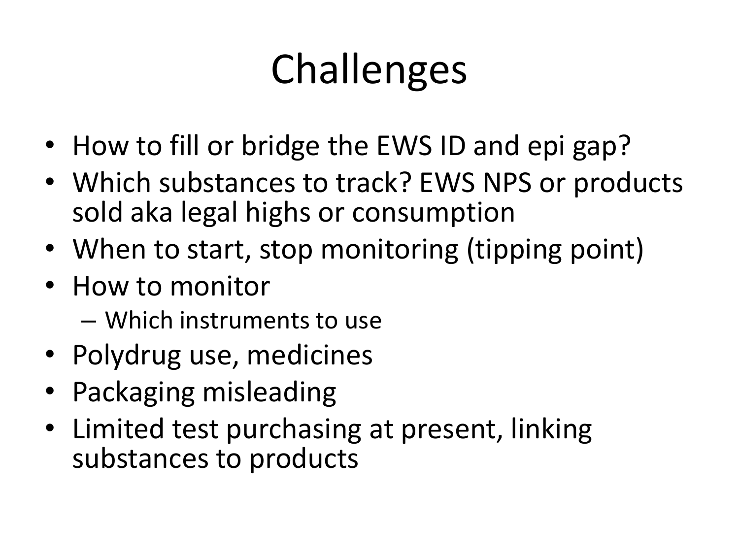# Challenges

- How to fill or bridge the EWS ID and epi gap?
- Which substances to track? EWS NPS or products sold aka legal highs or consumption
- When to start, stop monitoring (tipping point)
- How to monitor
  - Which instruments to use
- Polydrug use, medicines
- Packaging misleading
- Limited test purchasing at present, linking substances to products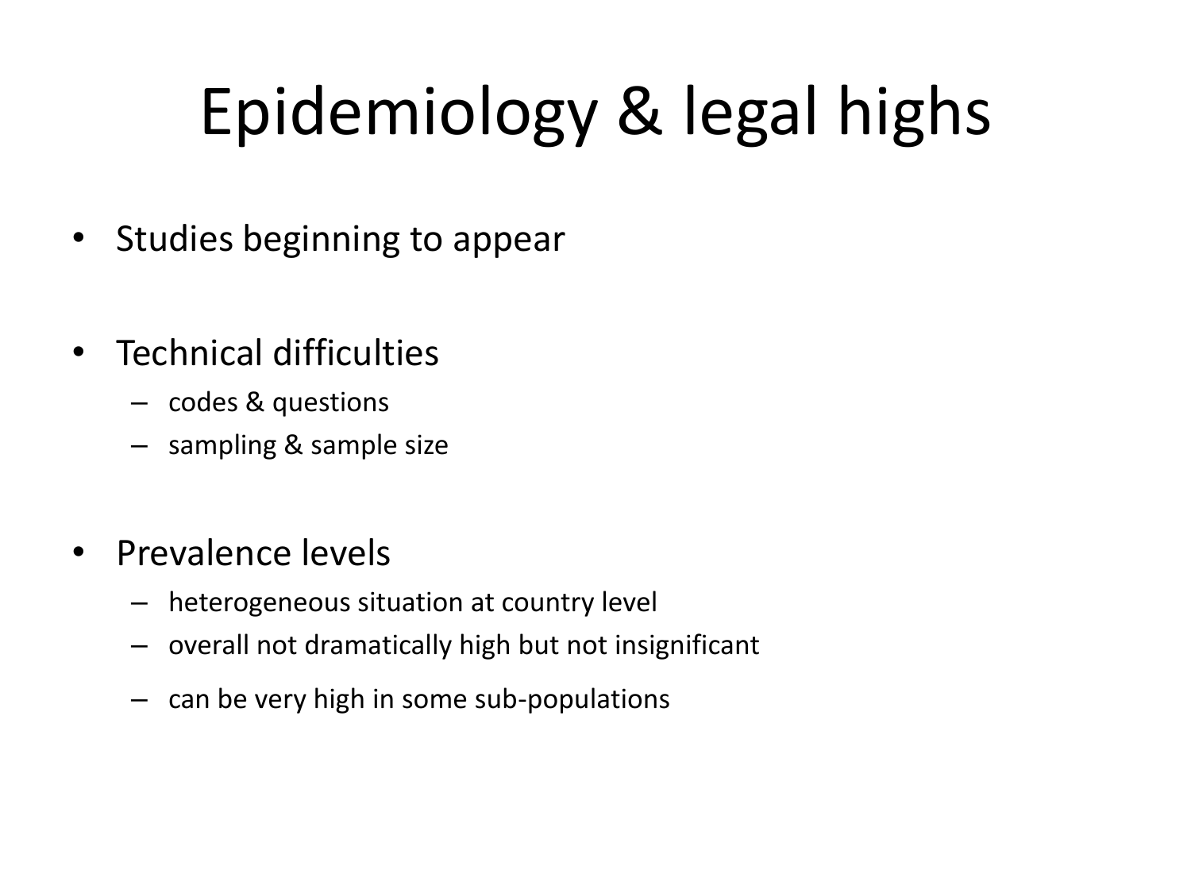# Epidemiology & legal highs

- Studies beginning to appear
- Technical difficulties
  - codes & questions
  - sampling & sample size
- Prevalence levels
  - heterogeneous situation at country level
  - overall not dramatically high but not insignificant
  - can be very high in some sub-populations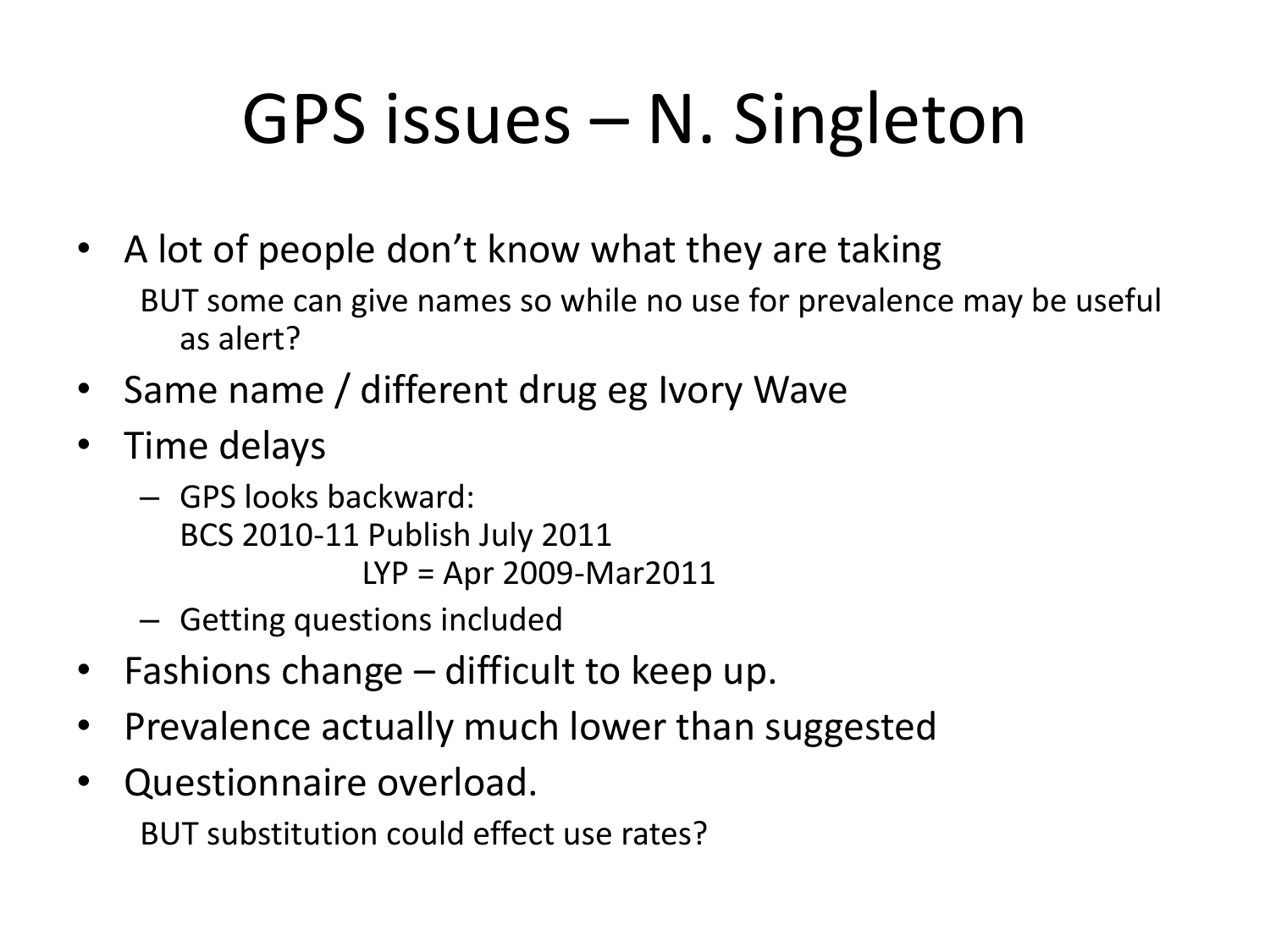# GPS issues – N. Singleton

- A lot of people don't know what they are taking
  BUT some can give names so while no use for prevalence may be useful as alert?
- Same name / different drug eg Ivory Wave
- Time delays
  - GPS looks backward:
    BCS 2010-11 Publish July 2011
    LYP = Apr 2009-Mar2011
  - Getting questions included
- Fashions change – difficult to keep up.
- Prevalence actually much lower than suggested
- Questionnaire overload.
  BUT substitution could effect use rates?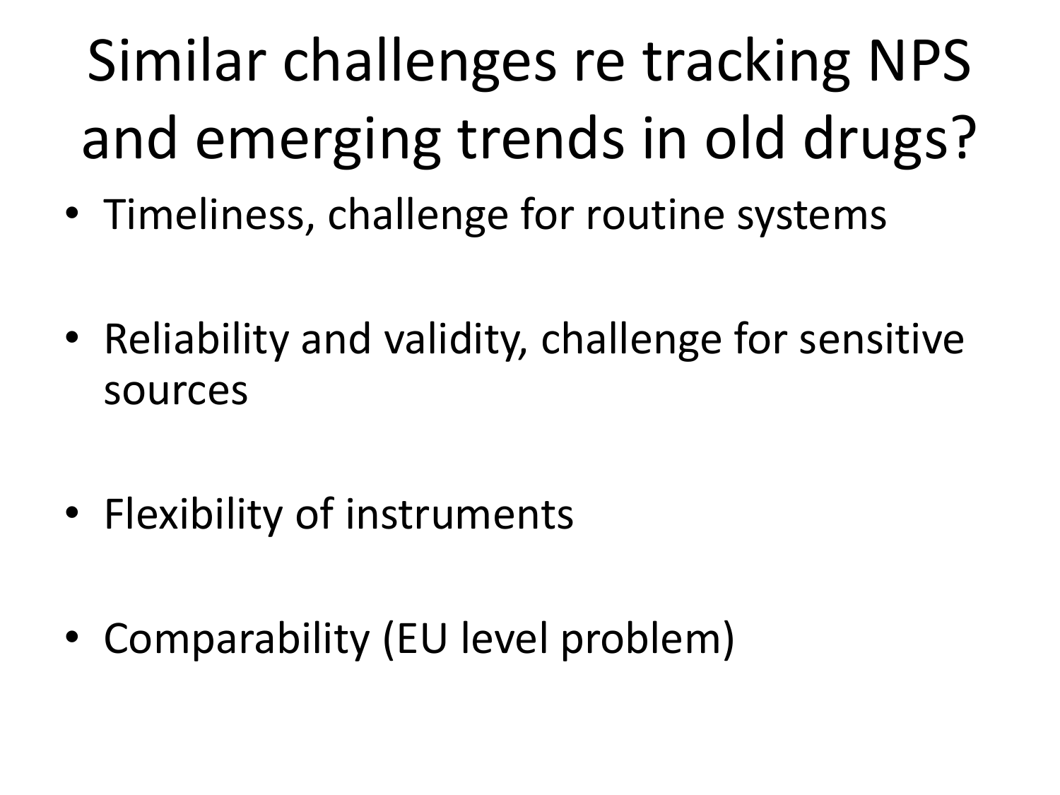# Similar challenges re tracking NPS and emerging trends in old drugs?

- Timeliness, challenge for routine systems
- Reliability and validity, challenge for sensitive sources
- Flexibility of instruments
- Comparability (EU level problem)